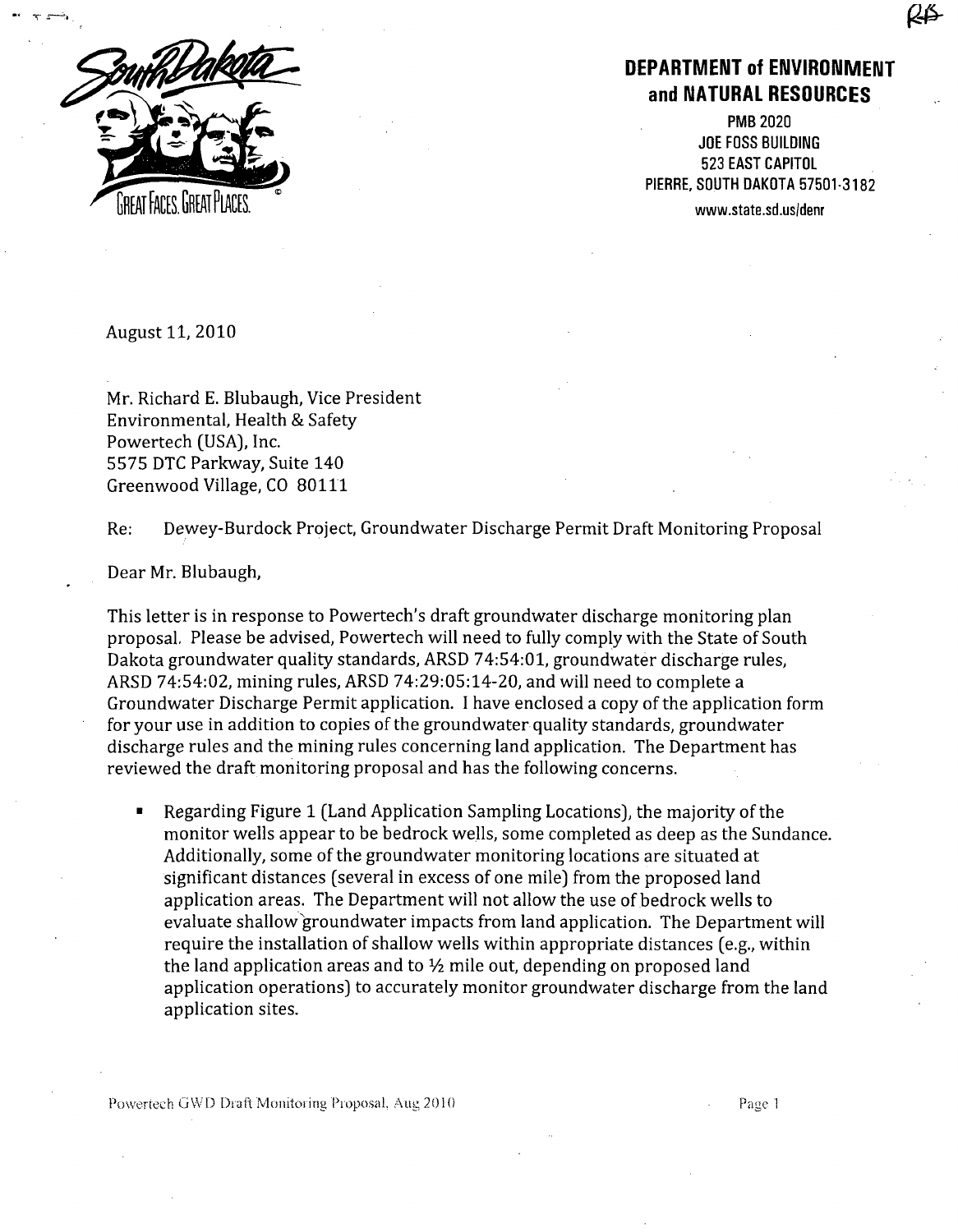**DEPARTMENT of ENVIRONMENT and NATURAL RESOURCES**

PMB 2020
JOE FOSS BUILDING
523 EAST CAPITOL
PIERRE, SOUTH DAKOTA 57501-3182
www.state.sd.us/denr

August 11, 2010

Mr. Richard E. Blubaugh, Vice President
Environmental, Health & Safety
Powertech (USA), Inc.
5575 DTC Parkway, Suite 140
Greenwood Village, CO 80111

Re: Dewey-Burdock Project, Groundwater Discharge Permit Draft Monitoring Proposal

Dear Mr. Blubaugh,

This letter is in response to Powertech's draft groundwater discharge monitoring plan proposal. Please be advised, Powertech will need to fully comply with the State of South Dakota groundwater quality standards, ARSD 74:54:01, groundwater discharge rules, ARSD 74:54:02, mining rules, ARSD 74:29:05:14-20, and will need to complete a Groundwater Discharge Permit application. I have enclosed a copy of the application form for your use in addition to copies of the groundwater quality standards, groundwater discharge rules and the mining rules concerning land application. The Department has reviewed the draft monitoring proposal and has the following concerns.

- Regarding Figure 1 (Land Application Sampling Locations), the majority of the monitor wells appear to be bedrock wells, some completed as deep as the Sundance. Additionally, some of the groundwater monitoring locations are situated at significant distances (several in excess of one mile) from the proposed land application areas. The Department will not allow the use of bedrock wells to evaluate shallow groundwater impacts from land application. The Department will require the installation of shallow wells within appropriate distances (e.g., within the land application areas and to ½ mile out, depending on proposed land application operations) to accurately monitor groundwater discharge from the land application sites.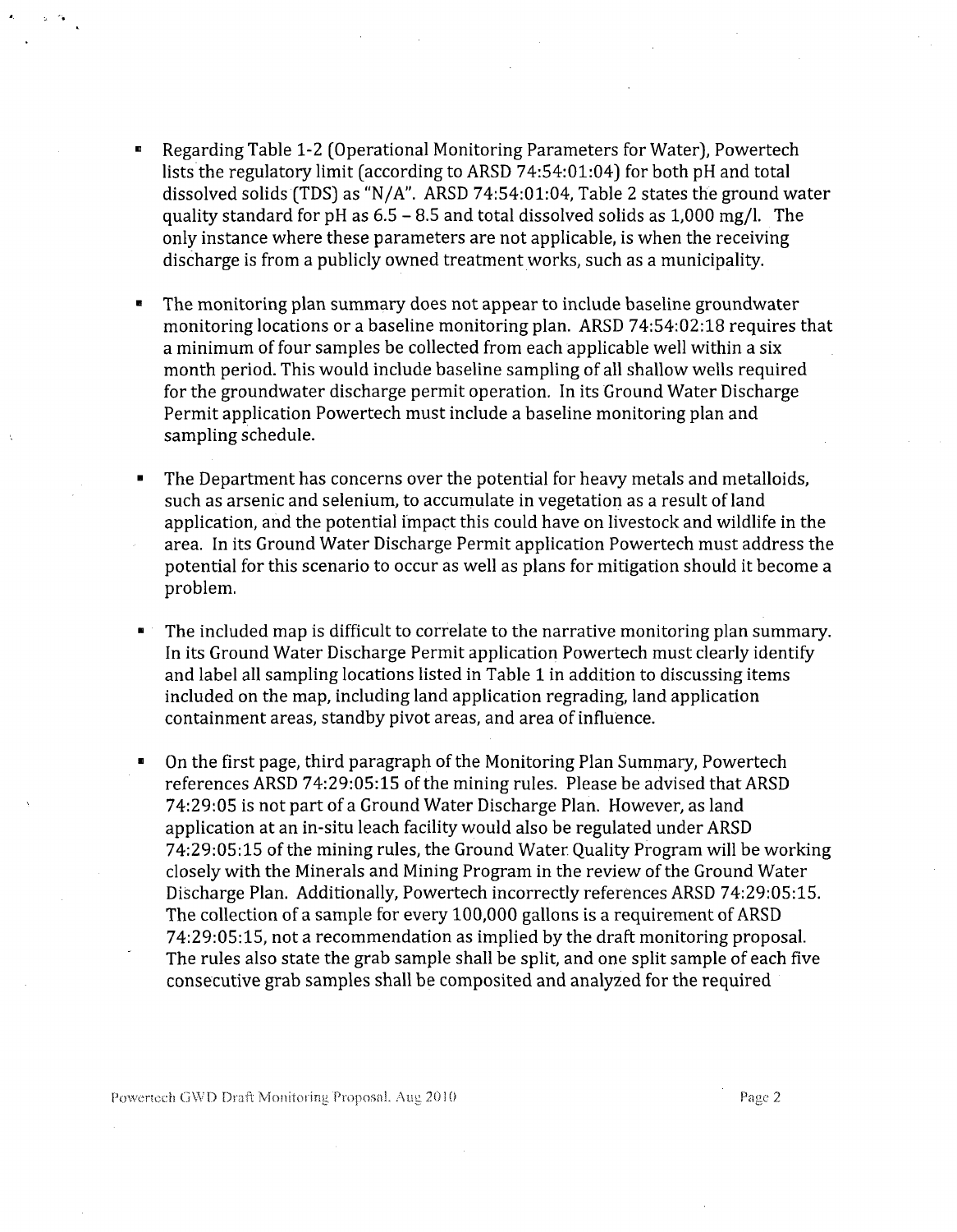- Regarding Table 1-2 (Operational Monitoring Parameters for Water), Powertech lists the regulatory limit (according to ARSD 74:54:01:04) for both pH and total dissolved solids (TDS) as "N/A". ARSD 74:54:01:04, Table 2 states the ground water quality standard for pH as 6.5 – 8.5 and total dissolved solids as 1,000 mg/l. The only instance where these parameters are not applicable, is when the receiving discharge is from a publicly owned treatment works, such as a municipality.

- The monitoring plan summary does not appear to include baseline groundwater monitoring locations or a baseline monitoring plan. ARSD 74:54:02:18 requires that a minimum of four samples be collected from each applicable well within a six month period. This would include baseline sampling of all shallow wells required for the groundwater discharge permit operation. In its Ground Water Discharge Permit application Powertech must include a baseline monitoring plan and sampling schedule.

- The Department has concerns over the potential for heavy metals and metalloids, such as arsenic and selenium, to accumulate in vegetation as a result of land application, and the potential impact this could have on livestock and wildlife in the area. In its Ground Water Discharge Permit application Powertech must address the potential for this scenario to occur as well as plans for mitigation should it become a problem.

- The included map is difficult to correlate to the narrative monitoring plan summary. In its Ground Water Discharge Permit application Powertech must clearly identify and label all sampling locations listed in Table 1 in addition to discussing items included on the map, including land application regrading, land application containment areas, standby pivot areas, and area of influence.

- On the first page, third paragraph of the Monitoring Plan Summary, Powertech references ARSD 74:29:05:15 of the mining rules. Please be advised that ARSD 74:29:05 is not part of a Ground Water Discharge Plan. However, as land application at an in-situ leach facility would also be regulated under ARSD 74:29:05:15 of the mining rules, the Ground Water Quality Program will be working closely with the Minerals and Mining Program in the review of the Ground Water Discharge Plan. Additionally, Powertech incorrectly references ARSD 74:29:05:15. The collection of a sample for every 100,000 gallons is a requirement of ARSD 74:29:05:15, not a recommendation as implied by the draft monitoring proposal. The rules also state the grab sample shall be split, and one split sample of each five consecutive grab samples shall be composited and analyzed for the required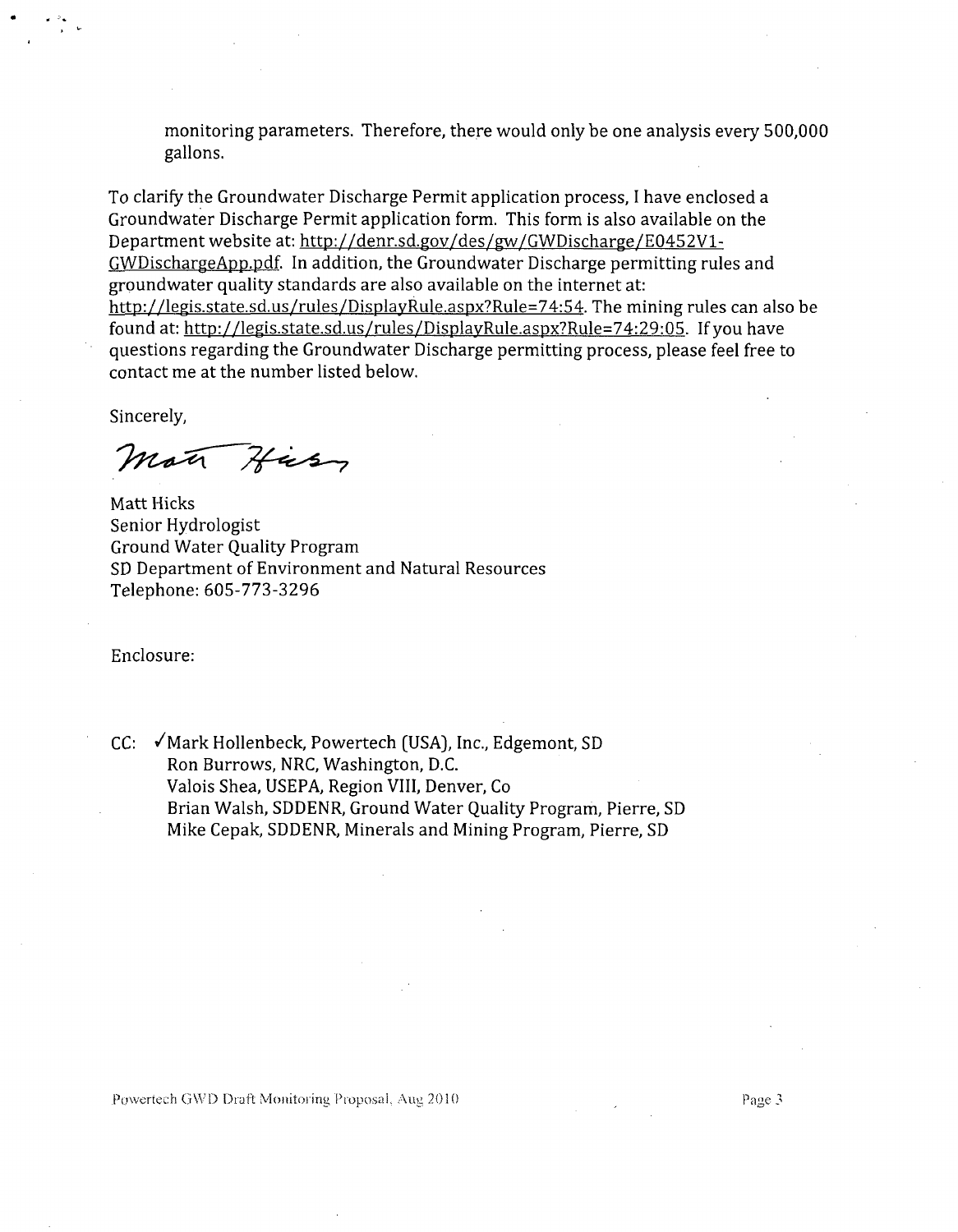monitoring parameters. Therefore, there would only be one analysis every 500,000 gallons.

To clarify the Groundwater Discharge Permit application process, I have enclosed a Groundwater Discharge Permit application form. This form is also available on the Department website at: http://denr.sd.gov/des/gw/GWDischarge/E0452V1-GWDischargeApp.pdf. In addition, the Groundwater Discharge permitting rules and groundwater quality standards are also available on the internet at: http://legis.state.sd.us/rules/DisplayRule.aspx?Rule=74:54. The mining rules can also be found at: http://legis.state.sd.us/rules/DisplayRule.aspx?Rule=74:29:05. If you have questions regarding the Groundwater Discharge permitting process, please feel free to contact me at the number listed below.

Sincerely,

Matt Hicks

Matt Hicks
Senior Hydrologist
Ground Water Quality Program
SD Department of Environment and Natural Resources
Telephone: 605-773-3296

Enclosure:

CC: ✓Mark Hollenbeck, Powertech (USA), Inc., Edgemont, SD
Ron Burrows, NRC, Washington, D.C.
Valois Shea, USEPA, Region VIII, Denver, Co
Brian Walsh, SDDENR, Ground Water Quality Program, Pierre, SD
Mike Cepak, SDDENR, Minerals and Mining Program, Pierre, SD